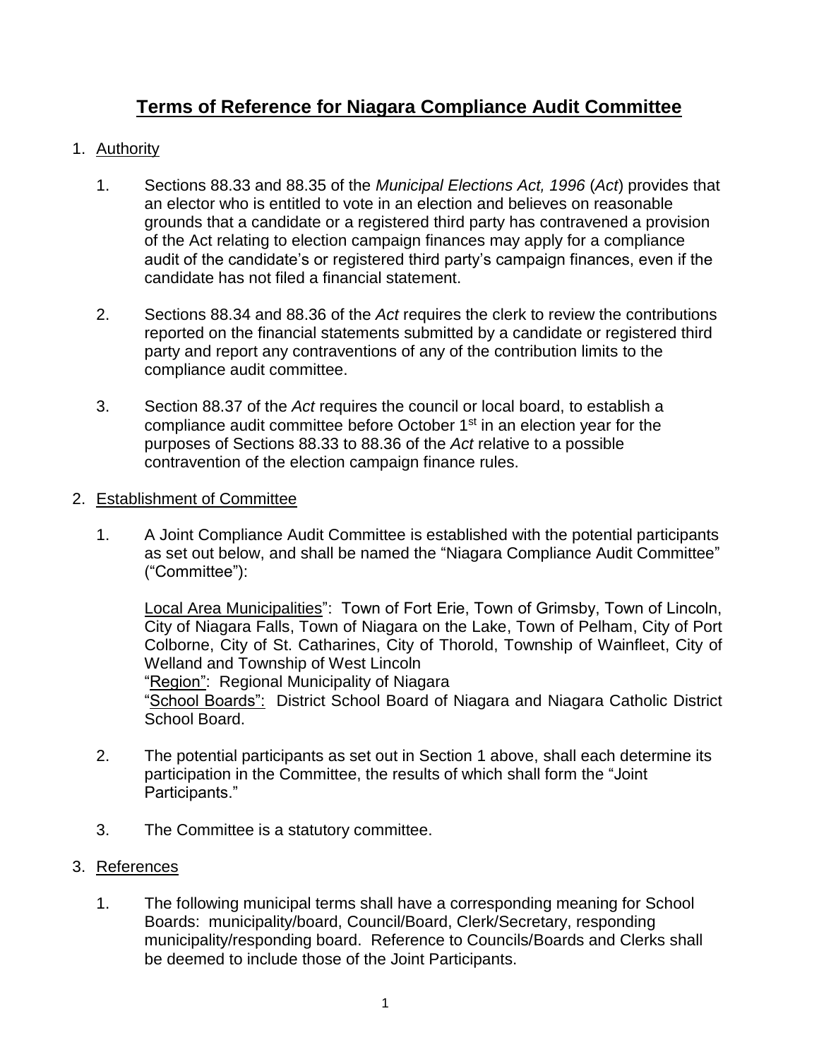# Terms of Reference for Niagara Compliance Audit Committee

1. Authority

   1. Sections 88.33 and 88.35 of the *Municipal Elections Act, 1996* (*Act*) provides that an elector who is entitled to vote in an election and believes on reasonable grounds that a candidate or a registered third party has contravened a provision of the Act relating to election campaign finances may apply for a compliance audit of the candidate's or registered third party's campaign finances, even if the candidate has not filed a financial statement.

   2. Sections 88.34 and 88.36 of the *Act* requires the clerk to review the contributions reported on the financial statements submitted by a candidate or registered third party and report any contraventions of any of the contribution limits to the compliance audit committee.

   3. Section 88.37 of the *Act* requires the council or local board, to establish a compliance audit committee before October 1st in an election year for the purposes of Sections 88.33 to 88.36 of the *Act* relative to a possible contravention of the election campaign finance rules.

2. Establishment of Committee

   1. A Joint Compliance Audit Committee is established with the potential participants as set out below, and shall be named the "Niagara Compliance Audit Committee" ("Committee"):

      Local Area Municipalities": Town of Fort Erie, Town of Grimsby, Town of Lincoln, City of Niagara Falls, Town of Niagara on the Lake, Town of Pelham, City of Port Colborne, City of St. Catharines, City of Thorold, Township of Wainfleet, City of Welland and Township of West Lincoln
      "Region": Regional Municipality of Niagara
      "School Boards": District School Board of Niagara and Niagara Catholic District School Board.

   2. The potential participants as set out in Section 1 above, shall each determine its participation in the Committee, the results of which shall form the "Joint Participants."

   3. The Committee is a statutory committee.

3. References

   1. The following municipal terms shall have a corresponding meaning for School Boards: municipality/board, Council/Board, Clerk/Secretary, responding municipality/responding board. Reference to Councils/Boards and Clerks shall be deemed to include those of the Joint Participants.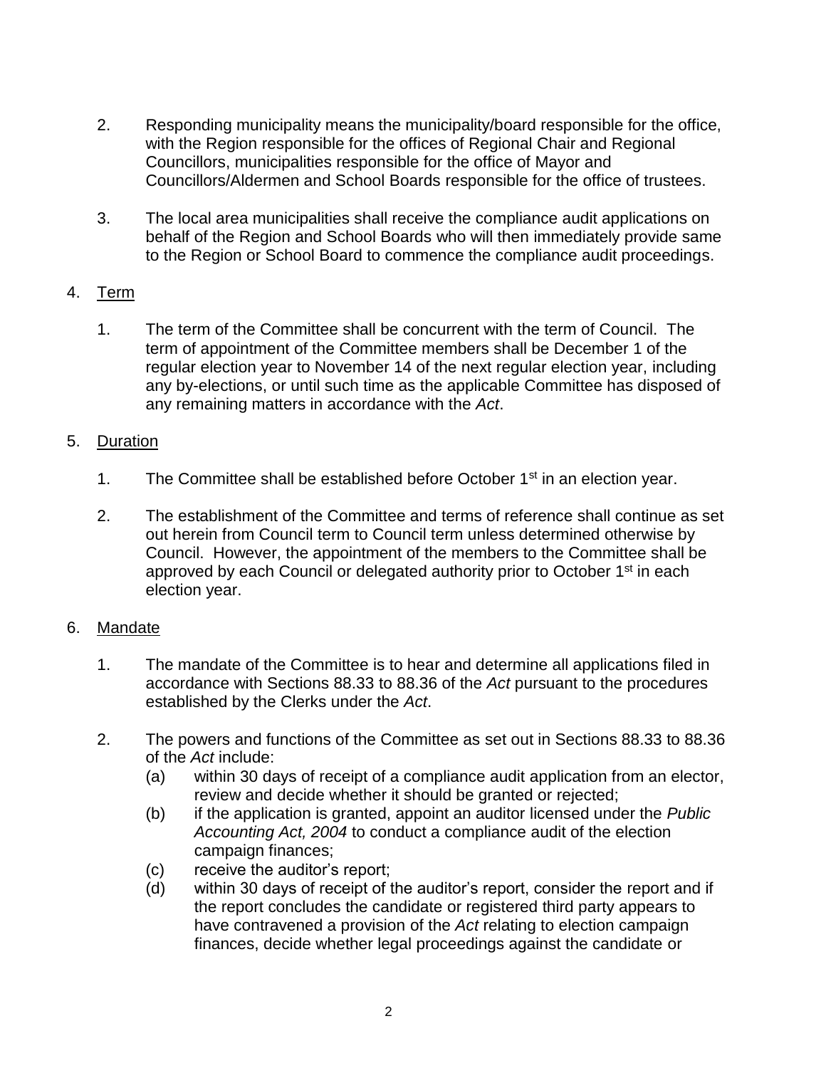2. Responding municipality means the municipality/board responsible for the office, with the Region responsible for the offices of Regional Chair and Regional Councillors, municipalities responsible for the office of Mayor and Councillors/Aldermen and School Boards responsible for the office of trustees.

3. The local area municipalities shall receive the compliance audit applications on behalf of the Region and School Boards who will then immediately provide same to the Region or School Board to commence the compliance audit proceedings.

4. <u>Term</u>

   1. The term of the Committee shall be concurrent with the term of Council. The term of appointment of the Committee members shall be December 1 of the regular election year to November 14 of the next regular election year, including any by-elections, or until such time as the applicable Committee has disposed of any remaining matters in accordance with the *Act*.

5. <u>Duration</u>

   1. The Committee shall be established before October 1st in an election year.

   2. The establishment of the Committee and terms of reference shall continue as set out herein from Council term to Council term unless determined otherwise by Council. However, the appointment of the members to the Committee shall be approved by each Council or delegated authority prior to October 1st in each election year.

6. <u>Mandate</u>

   1. The mandate of the Committee is to hear and determine all applications filed in accordance with Sections 88.33 to 88.36 of the *Act* pursuant to the procedures established by the Clerks under the *Act*.

   2. The powers and functions of the Committee as set out in Sections 88.33 to 88.36 of the *Act* include:
      (a) within 30 days of receipt of a compliance audit application from an elector, review and decide whether it should be granted or rejected;
      (b) if the application is granted, appoint an auditor licensed under the *Public Accounting Act, 2004* to conduct a compliance audit of the election campaign finances;
      (c) receive the auditor's report;
      (d) within 30 days of receipt of the auditor's report, consider the report and if the report concludes the candidate or registered third party appears to have contravened a provision of the *Act* relating to election campaign finances, decide whether legal proceedings against the candidate or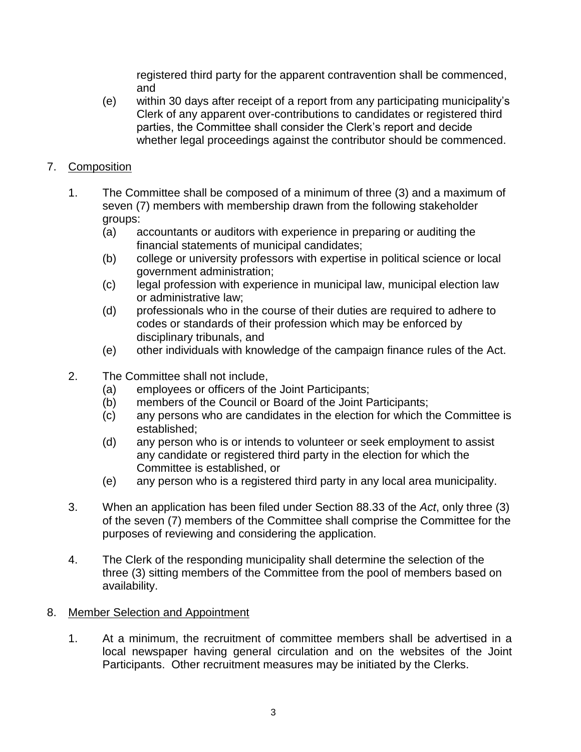registered third party for the apparent contravention shall be commenced, and

(e) within 30 days after receipt of a report from any participating municipality's Clerk of any apparent over-contributions to candidates or registered third parties, the Committee shall consider the Clerk's report and decide whether legal proceedings against the contributor should be commenced.

7. Composition

1. The Committee shall be composed of a minimum of three (3) and a maximum of seven (7) members with membership drawn from the following stakeholder groups:
   (a) accountants or auditors with experience in preparing or auditing the financial statements of municipal candidates;
   (b) college or university professors with expertise in political science or local government administration;
   (c) legal profession with experience in municipal law, municipal election law or administrative law;
   (d) professionals who in the course of their duties are required to adhere to codes or standards of their profession which may be enforced by disciplinary tribunals, and
   (e) other individuals with knowledge of the campaign finance rules of the Act.

2. The Committee shall not include,
   (a) employees or officers of the Joint Participants;
   (b) members of the Council or Board of the Joint Participants;
   (c) any persons who are candidates in the election for which the Committee is established;
   (d) any person who is or intends to volunteer or seek employment to assist any candidate or registered third party in the election for which the Committee is established, or
   (e) any person who is a registered third party in any local area municipality.

3. When an application has been filed under Section 88.33 of the *Act*, only three (3) of the seven (7) members of the Committee shall comprise the Committee for the purposes of reviewing and considering the application.

4. The Clerk of the responding municipality shall determine the selection of the three (3) sitting members of the Committee from the pool of members based on availability.

8. Member Selection and Appointment

1. At a minimum, the recruitment of committee members shall be advertised in a local newspaper having general circulation and on the websites of the Joint Participants. Other recruitment measures may be initiated by the Clerks.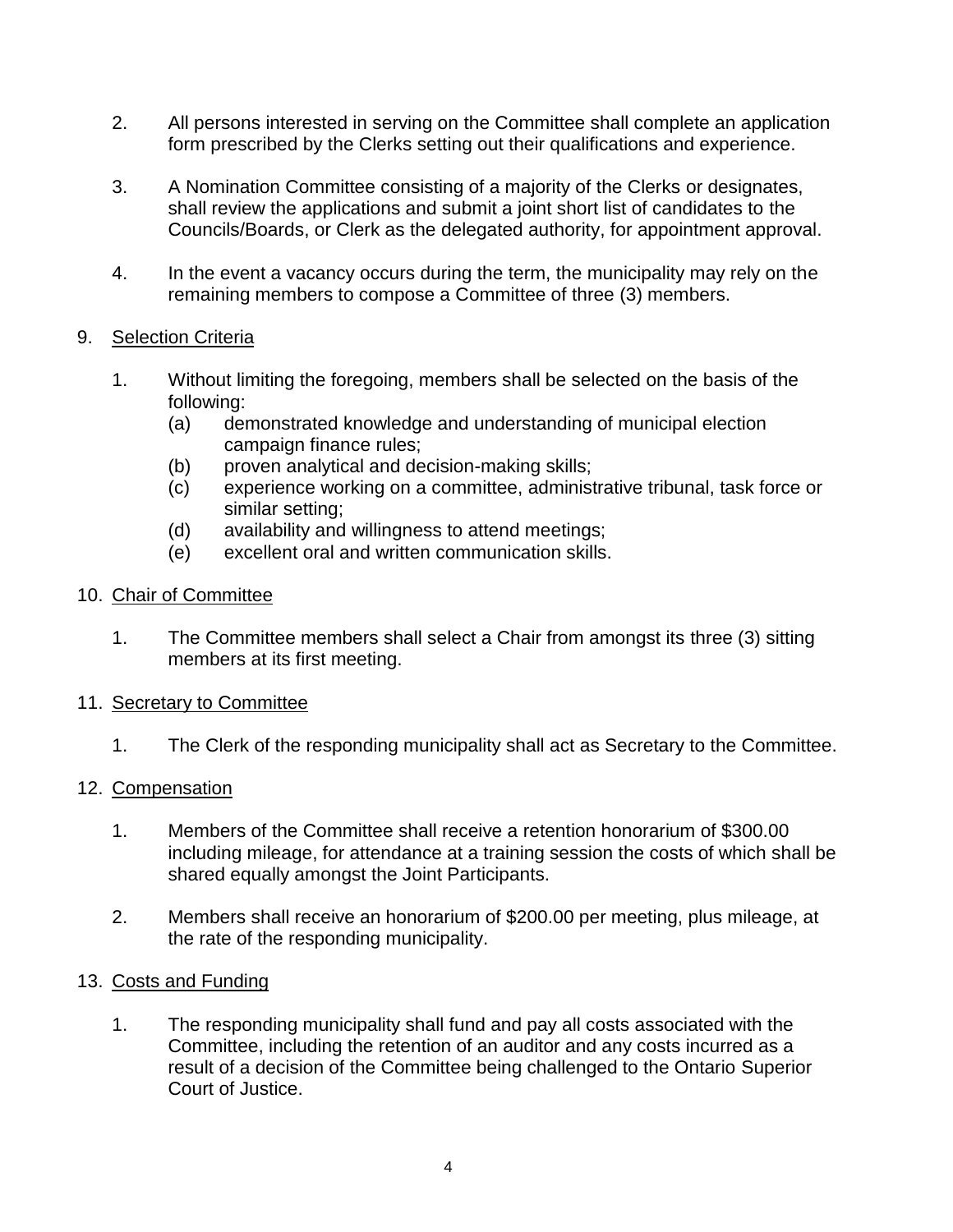2. All persons interested in serving on the Committee shall complete an application form prescribed by the Clerks setting out their qualifications and experience.

3. A Nomination Committee consisting of a majority of the Clerks or designates, shall review the applications and submit a joint short list of candidates to the Councils/Boards, or Clerk as the delegated authority, for appointment approval.

4. In the event a vacancy occurs during the term, the municipality may rely on the remaining members to compose a Committee of three (3) members.

9. <u>Selection Criteria</u>

   1. Without limiting the foregoing, members shall be selected on the basis of the following:
      (a) demonstrated knowledge and understanding of municipal election campaign finance rules;
      (b) proven analytical and decision-making skills;
      (c) experience working on a committee, administrative tribunal, task force or similar setting;
      (d) availability and willingness to attend meetings;
      (e) excellent oral and written communication skills.

10. <u>Chair of Committee</u>

   1. The Committee members shall select a Chair from amongst its three (3) sitting members at its first meeting.

11. <u>Secretary to Committee</u>

   1. The Clerk of the responding municipality shall act as Secretary to the Committee.

12. <u>Compensation</u>

   1. Members of the Committee shall receive a retention honorarium of $300.00 including mileage, for attendance at a training session the costs of which shall be shared equally amongst the Joint Participants.

   2. Members shall receive an honorarium of $200.00 per meeting, plus mileage, at the rate of the responding municipality.

13. <u>Costs and Funding</u>

   1. The responding municipality shall fund and pay all costs associated with the Committee, including the retention of an auditor and any costs incurred as a result of a decision of the Committee being challenged to the Ontario Superior Court of Justice.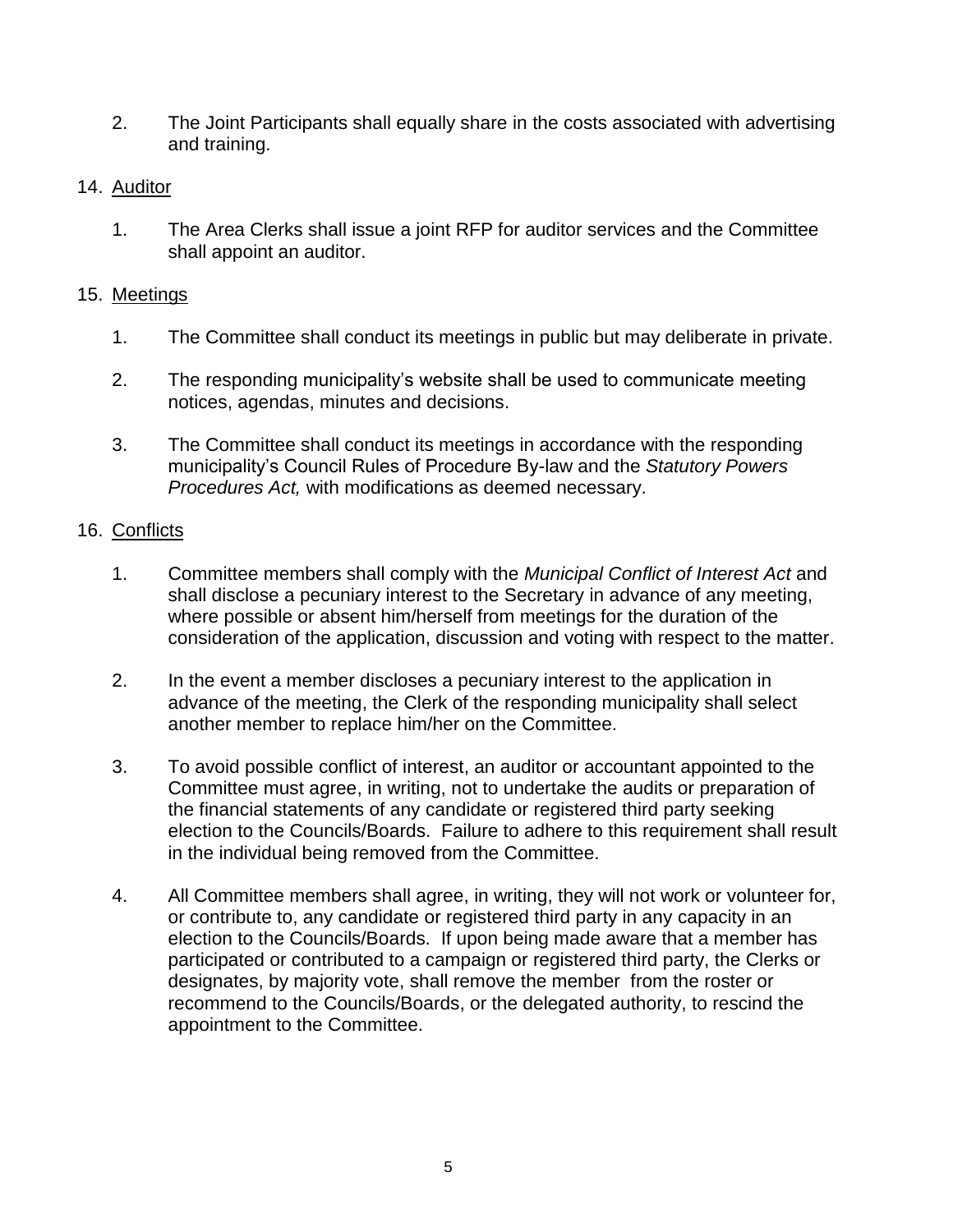2. The Joint Participants shall equally share in the costs associated with advertising and training.

14. Auditor

1. The Area Clerks shall issue a joint RFP for auditor services and the Committee shall appoint an auditor.

15. Meetings

1. The Committee shall conduct its meetings in public but may deliberate in private.

2. The responding municipality's website shall be used to communicate meeting notices, agendas, minutes and decisions.

3. The Committee shall conduct its meetings in accordance with the responding municipality's Council Rules of Procedure By-law and the *Statutory Powers Procedures Act,* with modifications as deemed necessary.

16. Conflicts

1. Committee members shall comply with the *Municipal Conflict of Interest Act* and shall disclose a pecuniary interest to the Secretary in advance of any meeting, where possible or absent him/herself from meetings for the duration of the consideration of the application, discussion and voting with respect to the matter.

2. In the event a member discloses a pecuniary interest to the application in advance of the meeting, the Clerk of the responding municipality shall select another member to replace him/her on the Committee.

3. To avoid possible conflict of interest, an auditor or accountant appointed to the Committee must agree, in writing, not to undertake the audits or preparation of the financial statements of any candidate or registered third party seeking election to the Councils/Boards. Failure to adhere to this requirement shall result in the individual being removed from the Committee.

4. All Committee members shall agree, in writing, they will not work or volunteer for, or contribute to, any candidate or registered third party in any capacity in an election to the Councils/Boards. If upon being made aware that a member has participated or contributed to a campaign or registered third party, the Clerks or designates, by majority vote, shall remove the member from the roster or recommend to the Councils/Boards, or the delegated authority, to rescind the appointment to the Committee.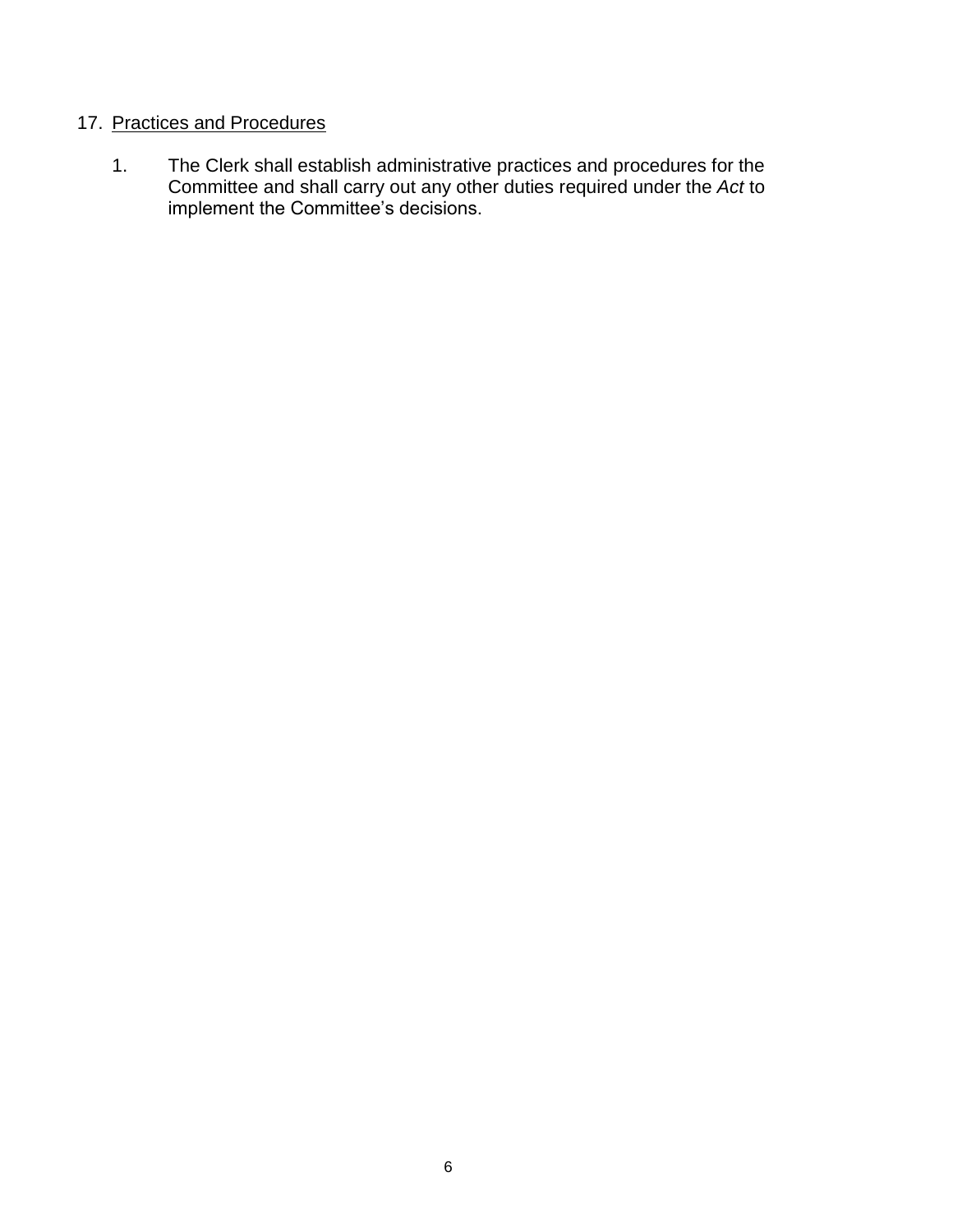17. <u>Practices and Procedures</u>

    1. The Clerk shall establish administrative practices and procedures for the Committee and shall carry out any other duties required under the *Act* to implement the Committee's decisions.